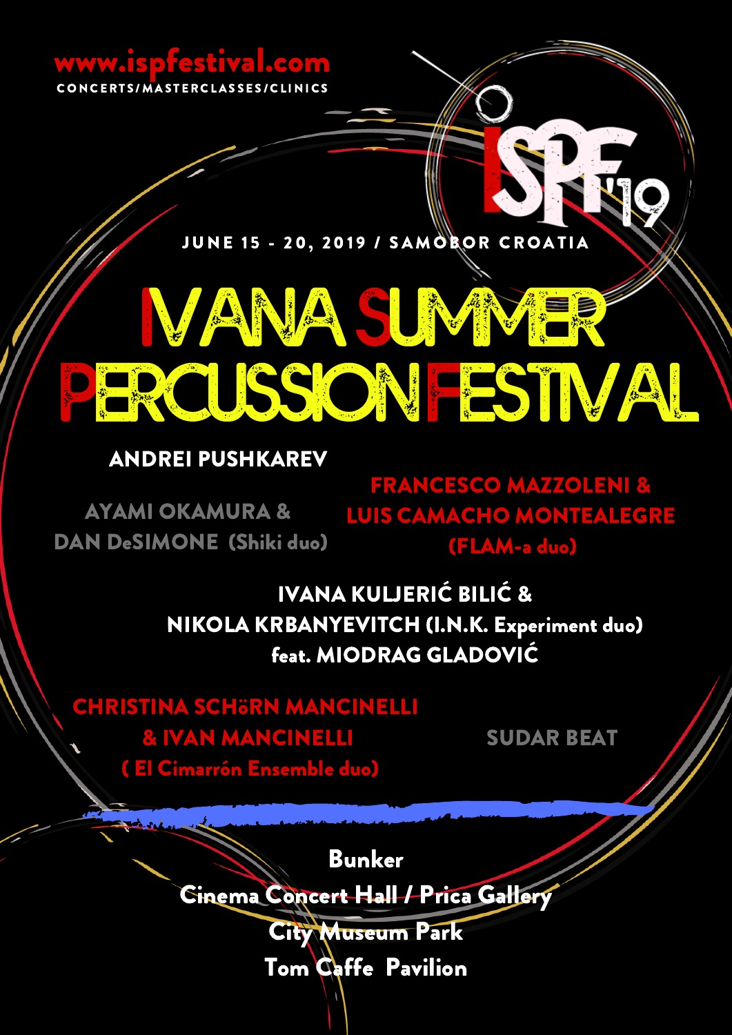www.ispfestival.com

CONCERTS/MASTERCLASSES/CLINICS

ISPF'19

JUNE 15 - 20, 2019 / SAMOBOR CROATIA

# IVANA SUMMER PERCUSSION FESTIVAL

**ANDREI PUSHKAREV**

**AYAMI OKAMURA & DAN DeSIMONE (Shiki duo)**

**FRANCESCO MAZZOLENI & LUIS CAMACHO MONTEALEGRE (FLAM-a duo)**

**IVANA KULJERIĆ BILIĆ & NIKOLA KRBANYEVITCH (I.N.K. Experiment duo) feat. MIODRAG GLADOVIĆ**

**CHRISTINA SCHöRN MANCINELLI & IVAN MANCINELLI ( El Cimarrón Ensemble duo)**

**SUDAR BEAT**

**Bunker**

**Cinema Concert Hall / Prica Gallery**

**City Museum Park**

**Tom Caffe Pavilion**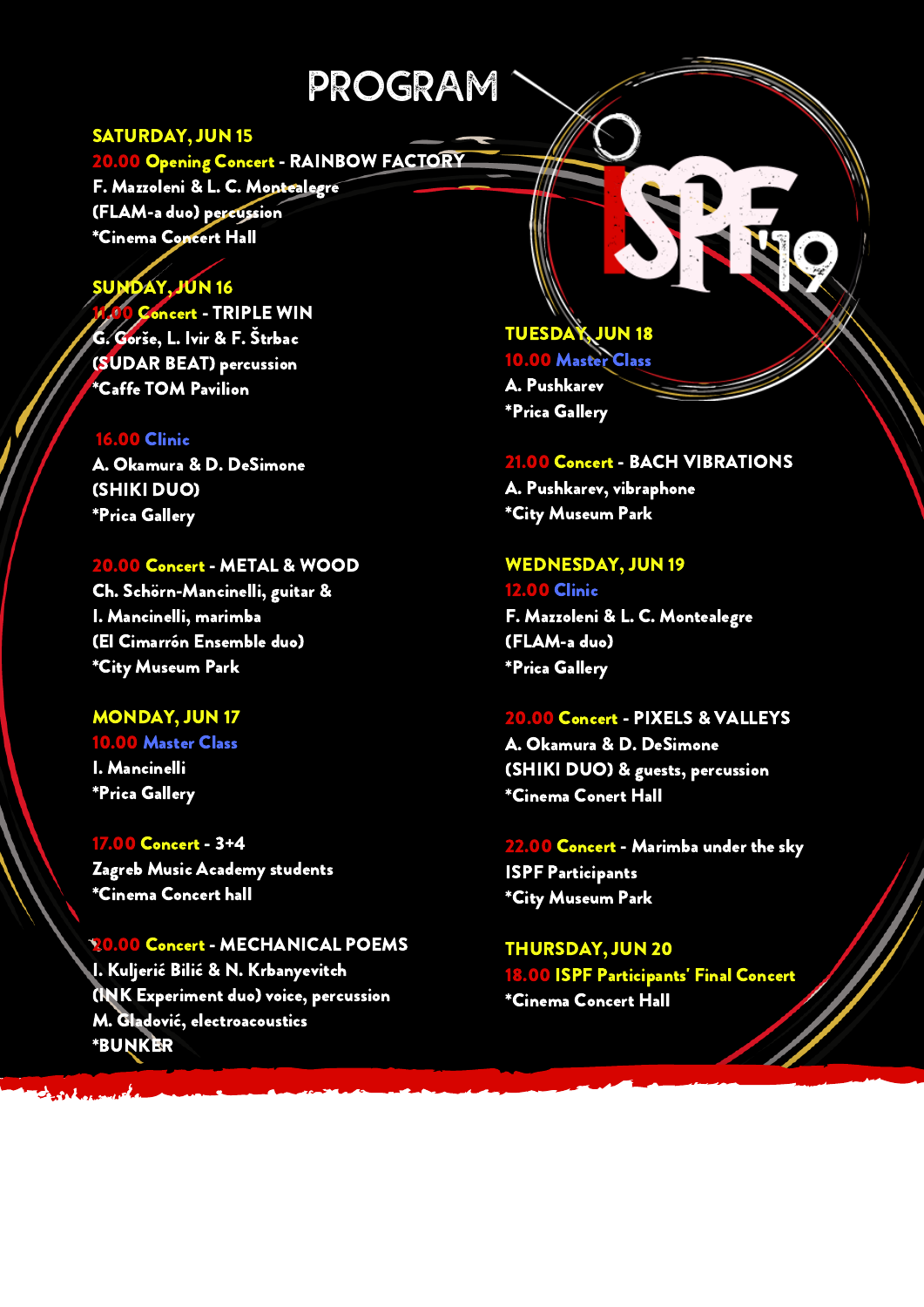# PROGRAM

ISPF'19

**SATURDAY, JUN 15**

**20.00 Opening Concert - RAINBOW FACTORY**
F. Mazzoleni & L. C. Montealegre
(FLAM-a duo) percussion
*Cinema Concert Hall

**SUNDAY, JUN 16**

**11.00 Concert - TRIPLE WIN**
G. Gorše, L. Ivir & F. Štrbac
(SUDAR BEAT) percussion
*Caffe TOM Pavilion

**16.00 Clinic**
A. Okamura & D. DeSimone
(SHIKI DUO)
*Prica Gallery

**20.00 Concert - METAL & WOOD**
Ch. Schörn-Mancinelli, guitar &
I. Mancinelli, marimba
(El Cimarrón Ensemble duo)
*City Museum Park

**MONDAY, JUN 17**

**10.00 Master Class**
I. Mancinelli
*Prica Gallery

**17.00 Concert - 3+4**
Zagreb Music Academy students
*Cinema Concert hall

**20.00 Concert - MECHANICAL POEMS**
I. Kuljerić Bilić & N. Krbanyevitch
(INK Experiment duo) voice, percussion
M. Gladović, electroacoustics
*BUNKER

**TUESDAY, JUN 18**

**10.00 Master Class**
A. Pushkarev
*Prica Gallery

**21.00 Concert - BACH VIBRATIONS**
A. Pushkarev, vibraphone
*City Museum Park

**WEDNESDAY, JUN 19**

**12.00 Clinic**
F. Mazzoleni & L. C. Montealegre
(FLAM-a duo)
*Prica Gallery

**20.00 Concert - PIXELS & VALLEYS**
A. Okamura & D. DeSimone
(SHIKI DUO) & guests, percussion
*Cinema Conert Hall

**22.00 Concert - Marimba under the sky**
ISPF Participants
*City Museum Park

**THURSDAY, JUN 20**

**18.00 ISPF Participants' Final Concert**
*Cinema Concert Hall